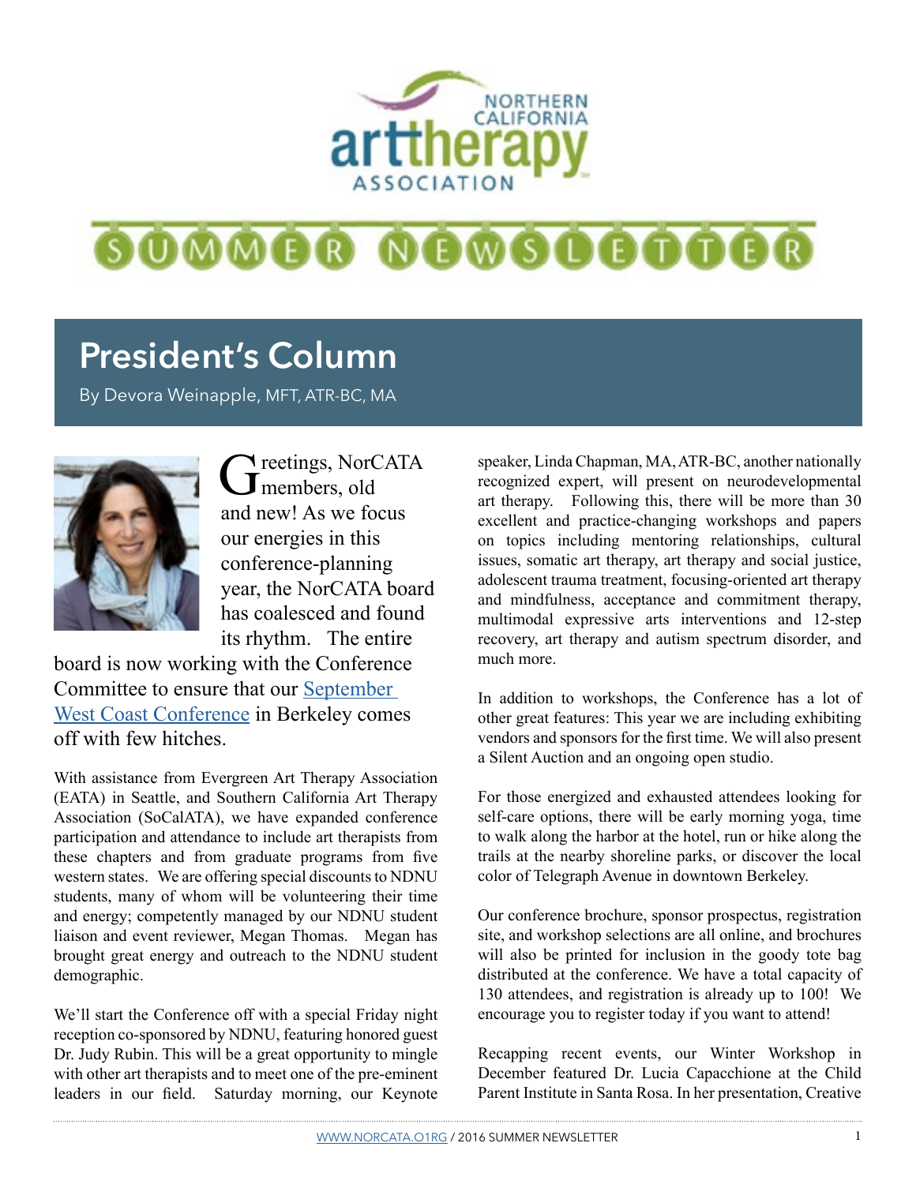NORTHERN CALIFORNIA arttherapy ASSOCIATION

SUMMER NEWSLETTER

# President's Column

By Devora Weinapple, MFT, ATR-BC, MA

Greetings, NorCATA members, old and new! As we focus our energies in this conference-planning year, the NorCATA board has coalesced and found its rhythm. The entire board is now working with the Conference Committee to ensure that our [September West Coast Conference](#) in Berkeley comes off with few hitches.

With assistance from Evergreen Art Therapy Association (EATA) in Seattle, and Southern California Art Therapy Association (SoCalATA), we have expanded conference participation and attendance to include art therapists from these chapters and from graduate programs from five western states. We are offering special discounts to NDNU students, many of whom will be volunteering their time and energy; competently managed by our NDNU student liaison and event reviewer, Megan Thomas. Megan has brought great energy and outreach to the NDNU student demographic.

We'll start the Conference off with a special Friday night reception co-sponsored by NDNU, featuring honored guest Dr. Judy Rubin. This will be a great opportunity to mingle with other art therapists and to meet one of the pre-eminent leaders in our field. Saturday morning, our Keynote speaker, Linda Chapman, MA, ATR-BC, another nationally recognized expert, will present on neurodevelopmental art therapy. Following this, there will be more than 30 excellent and practice-changing workshops and papers on topics including mentoring relationships, cultural issues, somatic art therapy, art therapy and social justice, adolescent trauma treatment, focusing-oriented art therapy and mindfulness, acceptance and commitment therapy, multimodal expressive arts interventions and 12-step recovery, art therapy and autism spectrum disorder, and much more.

In addition to workshops, the Conference has a lot of other great features: This year we are including exhibiting vendors and sponsors for the first time. We will also present a Silent Auction and an ongoing open studio.

For those energized and exhausted attendees looking for self-care options, there will be early morning yoga, time to walk along the harbor at the hotel, run or hike along the trails at the nearby shoreline parks, or discover the local color of Telegraph Avenue in downtown Berkeley.

Our conference brochure, sponsor prospectus, registration site, and workshop selections are all online, and brochures will also be printed for inclusion in the goody tote bag distributed at the conference. We have a total capacity of 130 attendees, and registration is already up to 100! We encourage you to register today if you want to attend!

Recapping recent events, our Winter Workshop in December featured Dr. Lucia Capacchione at the Child Parent Institute in Santa Rosa. In her presentation, Creative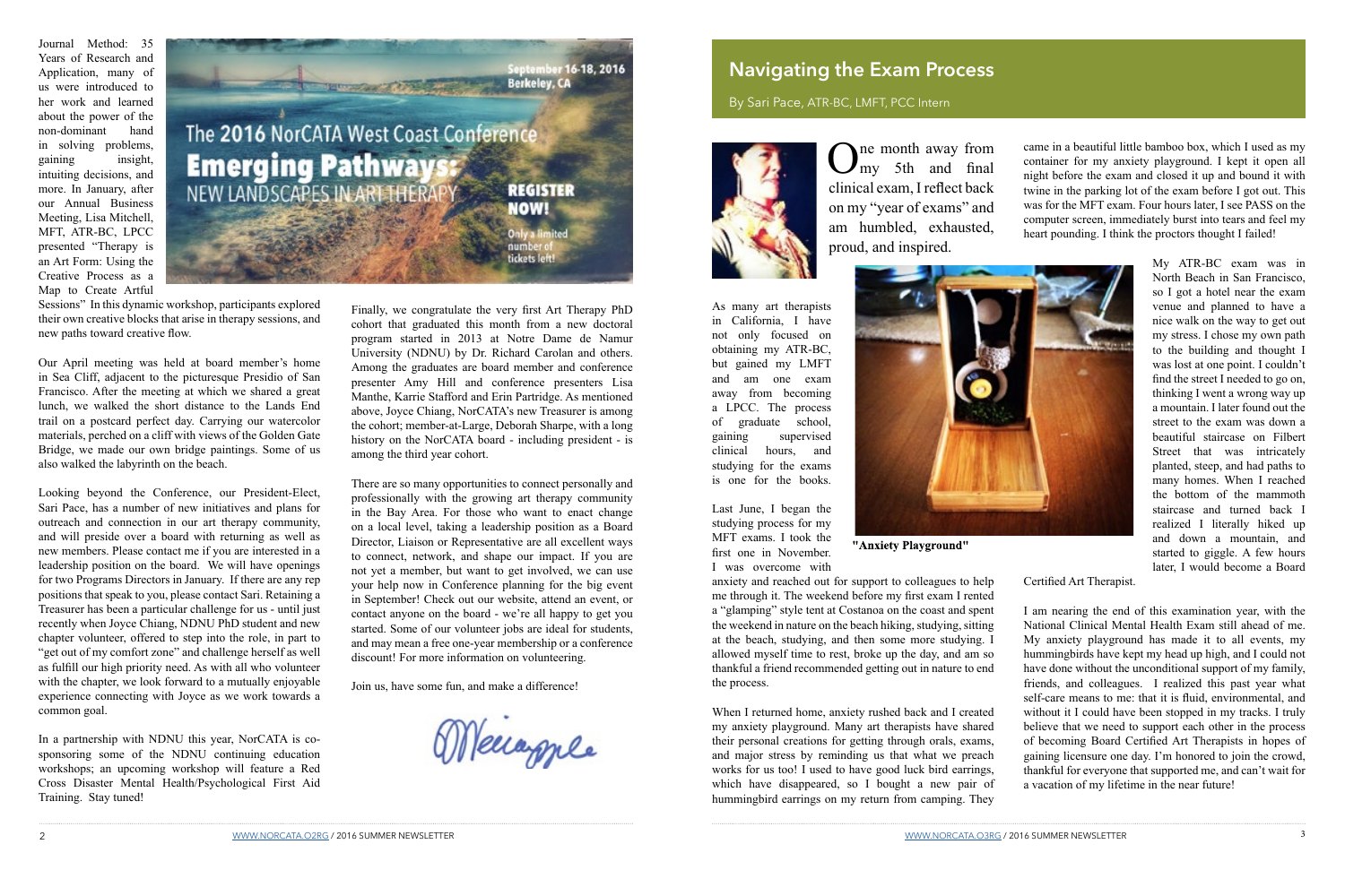Journal Method: 35 Years of Research and Application, many of us were introduced to her work and learned about the power of the non-dominant hand in solving problems, gaining insight, intuiting decisions, and more. In January, after our Annual Business Meeting, Lisa Mitchell, MFT, ATR-BC, LPCC presented "Therapy is an Art Form: Using the Creative Process as a Map to Create Artful Sessions" In this dynamic workshop, participants explored their own creative blocks that arise in therapy sessions, and new paths toward creative flow.

September 16-18, 2016
Berkeley, CA

The 2016 NorCATA West Coast Conference
**Emerging Pathways:**
NEW LANDSCAPES IN ART THERAPY

**REGISTER NOW!**
Only a limited number of tickets left!

Our April meeting was held at board member's home in Sea Cliff, adjacent to the picturesque Presidio of San Francisco. After the meeting at which we shared a great lunch, we walked the short distance to the Lands End trail on a postcard perfect day. Carrying our watercolor materials, perched on a cliff with views of the Golden Gate Bridge, we made our own bridge paintings. Some of us also walked the labyrinth on the beach.

Looking beyond the Conference, our President-Elect, Sari Pace, has a number of new initiatives and plans for outreach and connection in our art therapy community, and will preside over a board with returning as well as new members. Please contact me if you are interested in a leadership position on the board. We will have openings for two Programs Directors in January. If there are any rep positions that speak to you, please contact Sari. Retaining a Treasurer has been a particular challenge for us - until just recently when Joyce Chiang, NDNU PhD student and new chapter volunteer, offered to step into the role, in part to "get out of my comfort zone" and challenge herself as well as fulfill our high priority need. As with all who volunteer with the chapter, we look forward to a mutually enjoyable experience connecting with Joyce as we work towards a common goal.

In a partnership with NDNU this year, NorCATA is co-sponsoring some of the NDNU continuing education workshops; an upcoming workshop will feature a Red Cross Disaster Mental Health/Psychological First Aid Training. Stay tuned!

Finally, we congratulate the very first Art Therapy PhD cohort that graduated this month from a new doctoral program started in 2013 at Notre Dame de Namur University (NDNU) by Dr. Richard Carolan and others. Among the graduates are board member and conference presenter Amy Hill and conference presenters Lisa Manthe, Karrie Stafford and Erin Partridge. As mentioned above, Joyce Chiang, NorCATA's new Treasurer is among the cohort; member-at-Large, Deborah Sharpe, with a long history on the NorCATA board - including president - is among the third year cohort.

There are so many opportunities to connect personally and professionally with the growing art therapy community in the Bay Area. For those who want to enact change on a local level, taking a leadership position as a Board Director, Liaison or Representative are all excellent ways to connect, network, and shape our impact. If you are not yet a member, but want to get involved, we can use your help now in Conference planning for the big event in September! Check out our website, attend an event, or contact anyone on the board - we're all happy to get you started. Some of our volunteer jobs are ideal for students, and may mean a free one-year membership or a conference discount! For more information on volunteering.

Join us, have some fun, and make a difference!

## Navigating the Exam Process

By Sari Pace, ATR-BC, LMFT, PCC Intern

One month away from my 5th and final clinical exam, I reflect back on my "year of exams" and am humbled, exhausted, proud, and inspired.

As many art therapists in California, I have not only focused on obtaining my ATR-BC, but gained my LMFT and am one exam away from becoming a LPCC. The process of graduate school, gaining supervised clinical hours, and studying for the exams is one for the books.

Last June, I began the studying process for my MFT exams. I took the first one in November. I was overcome with anxiety and reached out for support to colleagues to help me through it. The weekend before my first exam I rented a "glamping" style tent at Costanoa on the coast and spent the weekend in nature on the beach hiking, studying, sitting at the beach, studying, and then some more studying. I allowed myself time to rest, broke up the day, and am so thankful a friend recommended getting out in nature to end the process.

**"Anxiety Playground"**

When I returned home, anxiety rushed back and I created my anxiety playground. Many art therapists have shared their personal creations for getting through orals, exams, and major stress by reminding us that what we preach works for us too! I used to have good luck bird earrings, which have disappeared, so I bought a new pair of hummingbird earrings on my return from camping. They came in a beautiful little bamboo box, which I used as my container for my anxiety playground. I kept it open all night before the exam and closed it up and bound it with twine in the parking lot of the exam before I got out. This was for the MFT exam. Four hours later, I see PASS on the computer screen, immediately burst into tears and feel my heart pounding. I think the proctors thought I failed!

My ATR-BC exam was in North Beach in San Francisco, so I got a hotel near the exam venue and planned to have a nice walk on the way to get out my stress. I chose my own path to the building and thought I was lost at one point. I couldn't find the street I needed to go on, thinking I went a wrong way up a mountain. I later found out the street to the exam was down a beautiful staircase on Filbert Street that was intricately planted, steep, and had paths to many homes. When I reached the bottom of the mammoth staircase and turned back I realized I literally hiked up and down a mountain, and started to giggle. A few hours later, I would become a Board Certified Art Therapist.

I am nearing the end of this examination year, with the National Clinical Mental Health Exam still ahead of me. My anxiety playground has made it to all events, my hummingbirds have kept my head up high, and I could not have done without the unconditional support of my family, friends, and colleagues. I realized this past year what self-care means to me: that it is fluid, environmental, and without it I could have been stopped in my tracks. I truly believe that we need to support each other in the process of becoming Board Certified Art Therapists in hopes of gaining licensure one day. I'm honored to join the crowd, thankful for everyone that supported me, and can't wait for a vacation of my lifetime in the near future!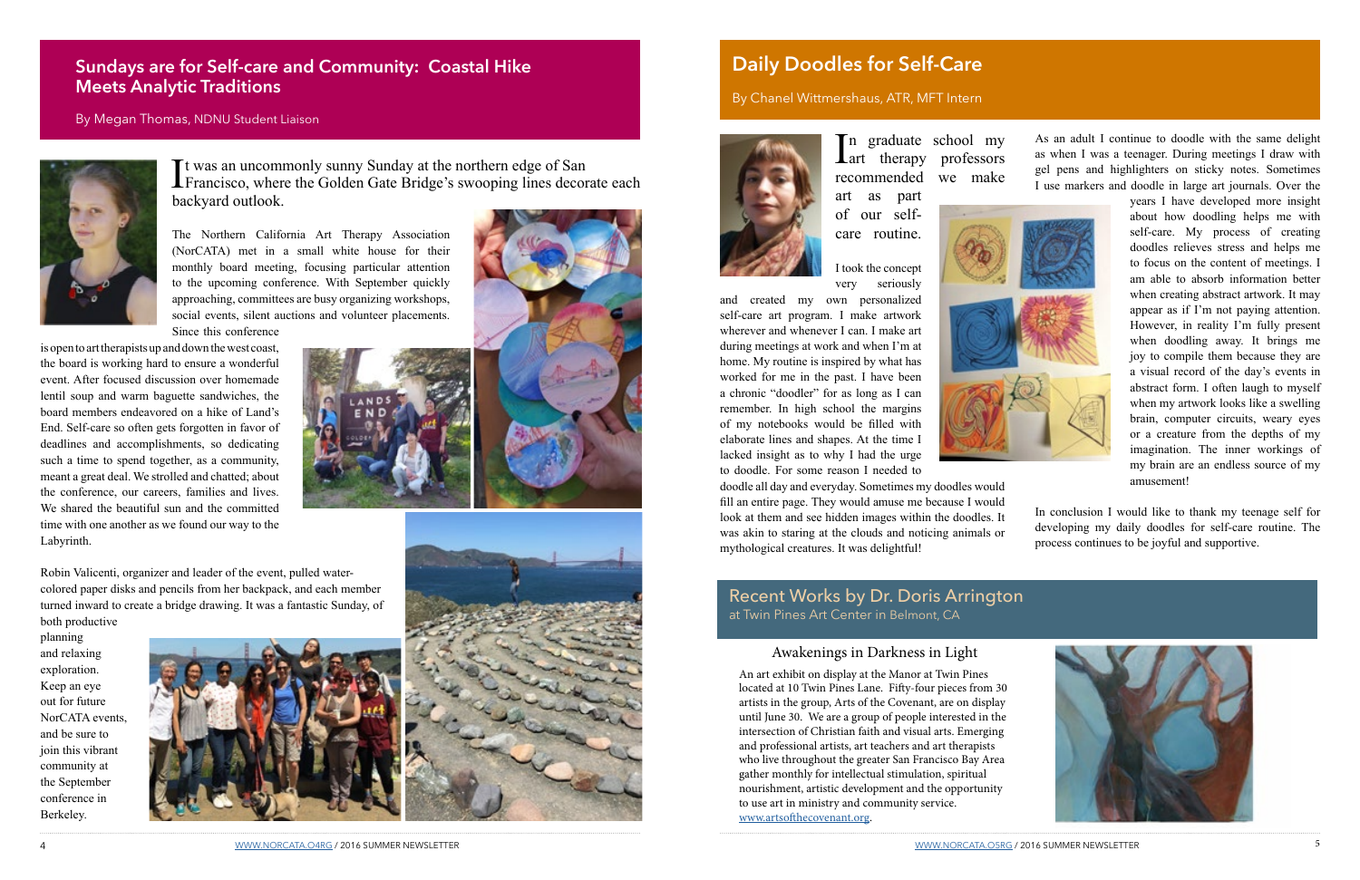## Sundays are for Self-care and Community: Coastal Hike Meets Analytic Traditions

By Megan Thomas, NDNU Student Liaison

It was an uncommonly sunny Sunday at the northern edge of San Francisco, where the Golden Gate Bridge's swooping lines decorate each backyard outlook.

The Northern California Art Therapy Association (NorCATA) met in a small white house for their monthly board meeting, focusing particular attention to the upcoming conference. With September quickly approaching, committees are busy organizing workshops, social events, silent auctions and volunteer placements. Since this conference is open to art therapists up and down the west coast, the board is working hard to ensure a wonderful event. After focused discussion over homemade lentil soup and warm baguette sandwiches, the board members endeavored on a hike of Land's End. Self-care so often gets forgotten in favor of deadlines and accomplishments, so dedicating such a time to spend together, as a community, meant a great deal. We strolled and chatted; about the conference, our careers, families and lives. We shared the beautiful sun and the committed time with one another as we found our way to the Labyrinth.

Robin Valicenti, organizer and leader of the event, pulled water-colored paper disks and pencils from her backpack, and each member turned inward to create a bridge drawing. It was a fantastic Sunday, of both productive planning and relaxing exploration. Keep an eye out for future NorCATA events, and be sure to join this vibrant community at the September conference in Berkeley.

## Daily Doodles for Self-Care

By Chanel Wittmershaus, ATR, MFT Intern

In graduate school my art therapy professors recommended we make art as part of our self-care routine.

I took the concept very seriously and created my own personalized self-care art program. I make artwork wherever and whenever I can. I make art during meetings at work and when I'm at home. My routine is inspired by what has worked for me in the past. I have been a chronic "doodler" for as long as I can remember. In high school the margins of my notebooks would be filled with elaborate lines and shapes. At the time I lacked insight as to why I had the urge to doodle. For some reason I needed to doodle all day and everyday. Sometimes my doodles would fill an entire page. They would amuse me because I would look at them and see hidden images within the doodles. It was akin to staring at the clouds and noticing animals or mythological creatures. It was delightful!

As an adult I continue to doodle with the same delight as when I was a teenager. During meetings I draw with gel pens and highlighters on sticky notes. Sometimes I use markers and doodle in large art journals. Over the years I have developed more insight about how doodling helps me with self-care. My process of creating doodles relieves stress and helps me to focus on the content of meetings. I am able to absorb information better when creating abstract artwork. It may appear as if I'm not paying attention. However, in reality I'm fully present when doodling away. It brings me joy to compile them because they are a visual record of the day's events in abstract form. I often laugh to myself when my artwork looks like a swelling brain, computer circuits, weary eyes or a creature from the depths of my imagination. The inner workings of my brain are an endless source of my amusement!

In conclusion I would like to thank my teenage self for developing my daily doodles for self-care routine. The process continues to be joyful and supportive.

## Recent Works by Dr. Doris Arrington

at Twin Pines Art Center in Belmont, CA

### Awakenings in Darkness in Light

An art exhibit on display at the Manor at Twin Pines located at 10 Twin Pines Lane. Fifty-four pieces from 30 artists in the group, Arts of the Covenant, are on display until June 30. We are a group of people interested in the intersection of Christian faith and visual arts. Emerging and professional artists, art teachers and art therapists who live throughout the greater San Francisco Bay Area gather monthly for intellectual stimulation, spiritual nourishment, artistic development and the opportunity to use art in ministry and community service. www.artsofthecovenant.org.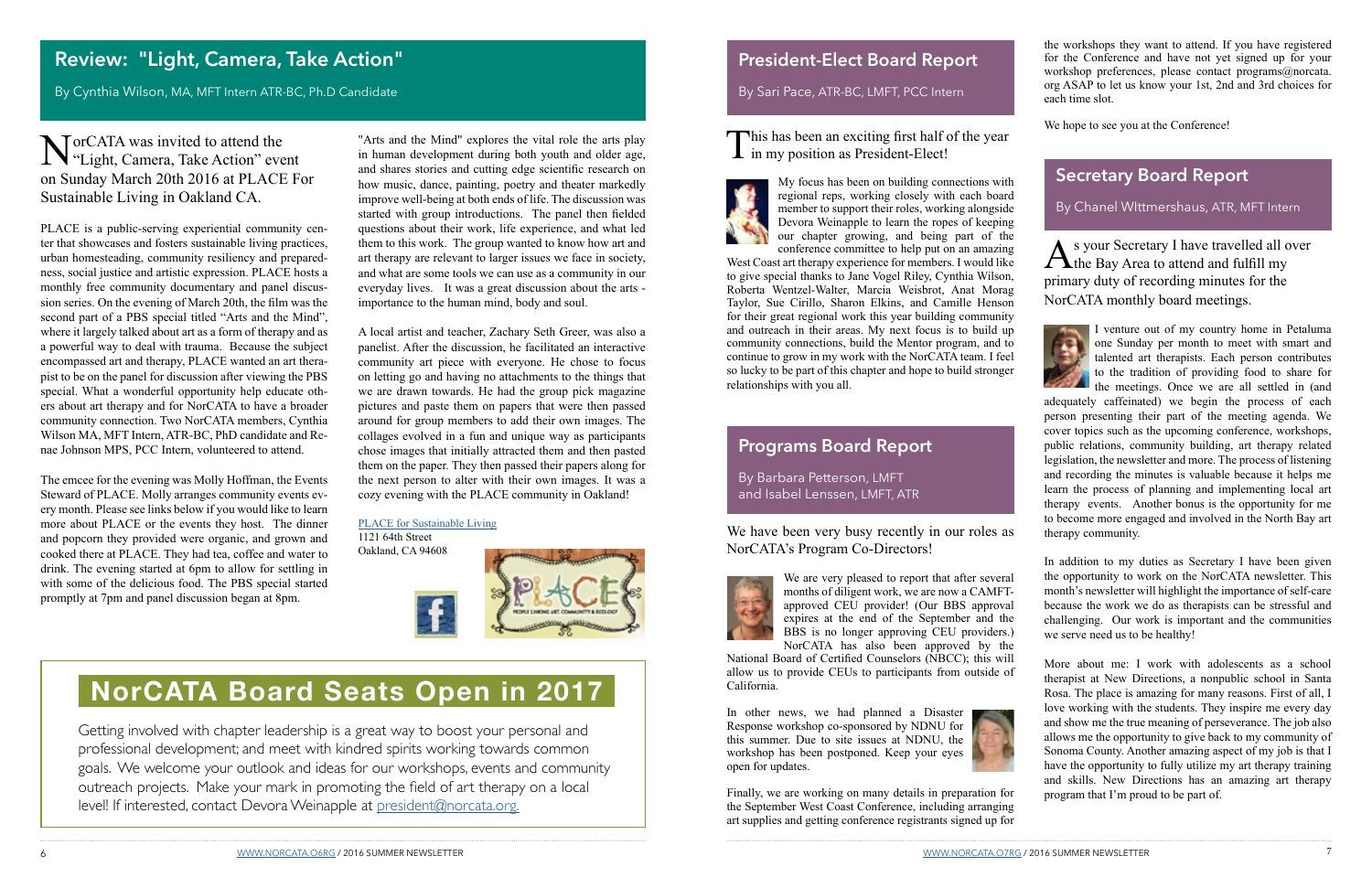## Review: "Light, Camera, Take Action"

By Cynthia Wilson, MA, MFT Intern ATR-BC, Ph.D Candidate

NorCATA was invited to attend the "Light, Camera, Take Action" event on Sunday March 20th 2016 at PLACE For Sustainable Living in Oakland CA.

PLACE is a public-serving experiential community center that showcases and fosters sustainable living practices, urban homesteading, community resiliency and preparedness, social justice and artistic expression. PLACE hosts a monthly free community documentary and panel discussion series. On the evening of March 20th, the film was the second part of a PBS special titled "Arts and the Mind", where it largely talked about art as a form of therapy and as a powerful way to deal with trauma. Because the subject encompassed art and therapy, PLACE wanted an art therapist to be on the panel for discussion after viewing the PBS special. What a wonderful opportunity help educate others about art therapy and for NorCATA to have a broader community connection. Two NorCATA members, Cynthia Wilson MA, MFT Intern, ATR-BC, PhD candidate and Renae Johnson MPS, PCC Intern, volunteered to attend.

The emcee for the evening was Molly Hoffman, the Events Steward of PLACE. Molly arranges community events every month. Please see links below if you would like to learn more about PLACE or the events they host. The dinner and popcorn they provided were organic, and grown and cooked there at PLACE. They had tea, coffee and water to drink. The evening started at 6pm to allow for settling in with some of the delicious food. The PBS special started promptly at 7pm and panel discussion began at 8pm.

"Arts and the Mind" explores the vital role the arts play in human development during both youth and older age, and shares stories and cutting edge scientific research on how music, dance, painting, poetry and theater markedly improve well-being at both ends of life. The discussion was started with group introductions. The panel then fielded questions about their work, life experience, and what led them to this work. The group wanted to know how art and art therapy are relevant to larger issues we face in society, and what are some tools we can use as a community in our everyday lives. It was a great discussion about the arts - importance to the human mind, body and soul.

A local artist and teacher, Zachary Seth Greer, was also a panelist. After the discussion, he facilitated an interactive community art piece with everyone. He chose to focus on letting go and having no attachments to the things that we are drawn towards. He had the group pick magazine pictures and paste them on papers that were then passed around for group members to add their own images. The collages evolved in a fun and unique way as participants chose images that initially attracted them and then pasted them on the paper. They then passed their papers along for the next person to alter with their own images. It was a cozy evening with the PLACE community in Oakland!

PLACE for Sustainable Living
1121 64th Street
Oakland, CA 94608

## NorCATA Board Seats Open in 2017

Getting involved with chapter leadership is a great way to boost your personal and professional development; and meet with kindred spirits working towards common goals. We welcome your outlook and ideas for our workshops, events and community outreach projects. Make your mark in promoting the field of art therapy on a local level! If interested, contact Devora Weinapple at president@norcata.org.

## President-Elect Board Report

By Sari Pace, ATR-BC, LMFT, PCC Intern

This has been an exciting first half of the year in my position as President-Elect!

My focus has been on building connections with regional reps, working closely with each board member to support their roles, working alongside Devora Weinapple to learn the ropes of keeping our chapter growing, and being part of the conference committee to help put on an amazing West Coast art therapy experience for members. I would like to give special thanks to Jane Vogel Riley, Cynthia Wilson, Roberta Wentzel-Walter, Marcia Weisbrot, Anat Morag Taylor, Sue Cirillo, Sharon Elkins, and Camille Henson for their great regional work this year building community and outreach in their areas. My next focus is to build up community connections, build the Mentor program, and to continue to grow in my work with the NorCATA team. I feel so lucky to be part of this chapter and hope to build stronger relationships with you all.

## Programs Board Report

By Barbara Petterson, LMFT and Isabel Lenssen, LMFT, ATR

We have been very busy recently in our roles as NorCATA's Program Co-Directors!

We are very pleased to report that after several months of diligent work, we are now a CAMFT-approved CEU provider! (Our BBS approval expires at the end of the September and the BBS is no longer approving CEU providers.) NorCATA has also been approved by the National Board of Certified Counselors (NBCC); this will allow us to provide CEUs to participants from outside of California.

In other news, we had planned a Disaster Response workshop co-sponsored by NDNU for this summer. Due to site issues at NDNU, the workshop has been postponed. Keep your eyes open for updates.

Finally, we are working on many details in preparation for the September West Coast Conference, including arranging art supplies and getting conference registrants signed up for the workshops they want to attend. If you have registered for the Conference and have not yet signed up for your workshop preferences, please contact programs@norcata.org ASAP to let us know your 1st, 2nd and 3rd choices for each time slot.

We hope to see you at the Conference!

## Secretary Board Report

By Chanel WIttmershaus, ATR, MFT Intern

As your Secretary I have travelled all over the Bay Area to attend and fulfill my primary duty of recording minutes for the NorCATA monthly board meetings.

I venture out of my country home in Petaluma one Sunday per month to meet with smart and talented art therapists. Each person contributes to the tradition of providing food to share for the meetings. Once we are all settled in (and adequately caffeinated) we begin the process of each person presenting their part of the meeting agenda. We cover topics such as the upcoming conference, workshops, public relations, community building, art therapy related legislation, the newsletter and more. The process of listening and recording the minutes is valuable because it helps me learn the process of planning and implementing local art therapy events. Another bonus is the opportunity for me to become more engaged and involved in the North Bay art therapy community.

In addition to my duties as Secretary I have been given the opportunity to work on the NorCATA newsletter. This month's newsletter will highlight the importance of self-care because the work we do as therapists can be stressful and challenging. Our work is important and the communities we serve need us to be healthy!

More about me: I work with adolescents as a school therapist at New Directions, a nonpublic school in Santa Rosa. The place is amazing for many reasons. First of all, I love working with the students. They inspire me every day and show me the true meaning of perseverance. The job also allows me the opportunity to give back to my community of Sonoma County. Another amazing aspect of my job is that I have the opportunity to fully utilize my art therapy training and skills. New Directions has an amazing art therapy program that I'm proud to be part of.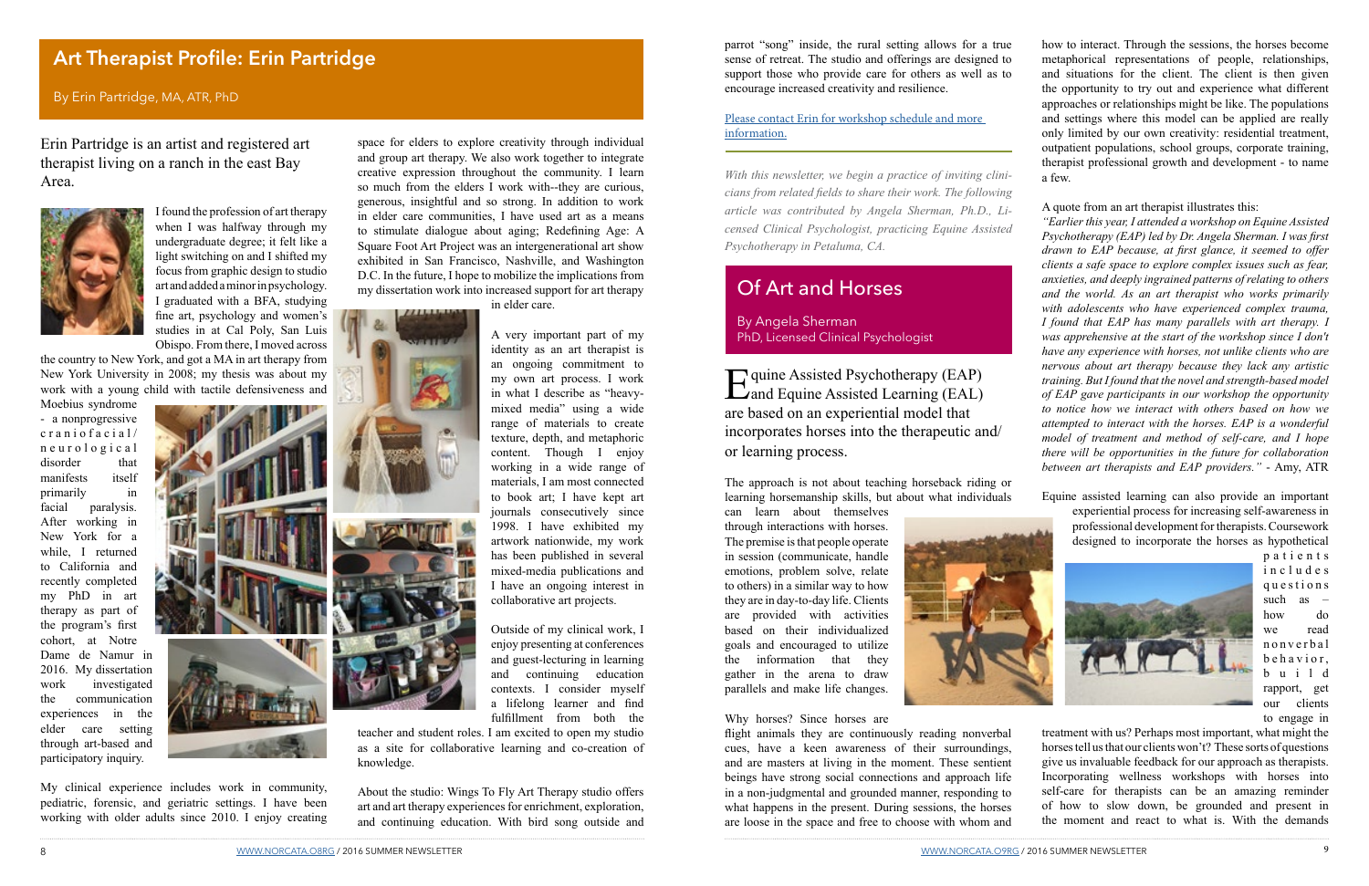## Art Therapist Profile: Erin Partridge

By Erin Partridge, MA, ATR, PhD

Erin Partridge is an artist and registered art therapist living on a ranch in the east Bay Area.

I found the profession of art therapy when I was halfway through my undergraduate degree; it felt like a light switching on and I shifted my focus from graphic design to studio art and added a minor in psychology. I graduated with a BFA, studying fine art, psychology and women's studies in at Cal Poly, San Luis Obispo. From there, I moved across the country to New York, and got a MA in art therapy from New York University in 2008; my thesis was about my work with a young child with tactile defensiveness and Moebius syndrome - a nonprogressive craniofacial/neurological disorder that manifests itself primarily in facial paralysis. After working in New York for a while, I returned to California and recently completed my PhD in art therapy as part of the program's first cohort, at Notre Dame de Namur in 2016. My dissertation work investigated the communication experiences in the elder care setting through art-based and participatory inquiry.

My clinical experience includes work in community, pediatric, forensic, and geriatric settings. I have been working with older adults since 2010. I enjoy creating space for elders to explore creativity through individual and group art therapy. We also work together to integrate creative expression throughout the community. I learn so much from the elders I work with--they are curious, generous, insightful and so strong. In addition to work in elder care communities, I have used art as a means to stimulate dialogue about aging; Redefining Age: A Square Foot Art Project was an intergenerational art show exhibited in San Francisco, Nashville, and Washington D.C. In the future, I hope to mobilize the implications from my dissertation work into increased support for art therapy in elder care.

A very important part of my identity as an art therapist is an ongoing commitment to my own art process. I work in what I describe as "heavy-mixed media" using a wide range of materials to create texture, depth, and metaphoric content. Though I enjoy working in a wide range of materials, I am most connected to book art; I have kept art journals consecutively since 1998. I have exhibited my artwork nationwide, my work has been published in several mixed-media publications and I have an ongoing interest in collaborative art projects.

Outside of my clinical work, I enjoy presenting at conferences and guest-lecturing in learning and continuing education contexts. I consider myself a lifelong learner and find fulfillment from both the teacher and student roles. I am excited to open my studio as a site for collaborative learning and co-creation of knowledge.

About the studio: Wings To Fly Art Therapy studio offers art and art therapy experiences for enrichment, exploration, and continuing education. With bird song outside and parrot "song" inside, the rural setting allows for a true sense of retreat. The studio and offerings are designed to support those who provide care for others as well as to encourage increased creativity and resilience.

[Please contact Erin for workshop schedule and more information.]

*With this newsletter, we begin a practice of inviting clinicians from related fields to share their work. The following article was contributed by Angela Sherman, Ph.D., Licensed Clinical Psychologist, practicing Equine Assisted Psychotherapy in Petaluma, CA.*

## Of Art and Horses

By Angela Sherman
PhD, Licensed Clinical Psychologist

Equine Assisted Psychotherapy (EAP) and Equine Assisted Learning (EAL) are based on an experiential model that incorporates horses into the therapeutic and/or learning process.

The approach is not about teaching horseback riding or learning horsemanship skills, but about what individuals can learn about themselves through interactions with horses. The premise is that people operate in session (communicate, handle emotions, problem solve, relate to others) in a similar way to how they are in day-to-day life. Clients are provided with activities based on their individualized goals and encouraged to utilize the information that they gather in the arena to draw parallels and make life changes.

Why horses? Since horses are flight animals they are continuously reading nonverbal cues, have a keen awareness of their surroundings, and are masters at living in the moment. These sentient beings have strong social connections and approach life in a non-judgmental and grounded manner, responding to what happens in the present. During sessions, the horses are loose in the space and free to choose with whom and how to interact. Through the sessions, the horses become metaphorical representations of people, relationships, and situations for the client. The client is then given the opportunity to try out and experience what different approaches or relationships might be like. The populations and settings where this model can be applied are really only limited by our own creativity: residential treatment, outpatient populations, school groups, corporate training, therapist professional growth and development - to name a few.

A quote from an art therapist illustrates this:

*"Earlier this year, I attended a workshop on Equine Assisted Psychotherapy (EAP) led by Dr. Angela Sherman. I was first drawn to EAP because, at first glance, it seemed to offer clients a safe space to explore complex issues such as fear, anxieties, and deeply ingrained patterns of relating to others and the world. As an art therapist who works primarily with adolescents who have experienced complex trauma, I found that EAP has many parallels with art therapy. I was apprehensive at the start of the workshop since I don't have any experience with horses, not unlike clients who are nervous about art therapy because they lack any artistic training. But I found that the novel and strength-based model of EAP gave participants in our workshop the opportunity to notice how we interact with others based on how we attempted to interact with the horses. EAP is a wonderful model of treatment and method of self-care, and I hope there will be opportunities in the future for collaboration between art therapists and EAP providers."* - Amy, ATR

Equine assisted learning can also provide an important experiential process for increasing self-awareness in professional development for therapists. Coursework designed to incorporate the horses as hypothetical patients includes questions such as – how do we read nonverbal behavior, build rapport, get our clients to engage in treatment with us? Perhaps most important, what might the horses tell us that our clients won't? These sorts of questions give us invaluable feedback for our approach as therapists. Incorporating wellness workshops with horses into self-care for therapists can be an amazing reminder of how to slow down, be grounded and present in the moment and react to what is. With the demands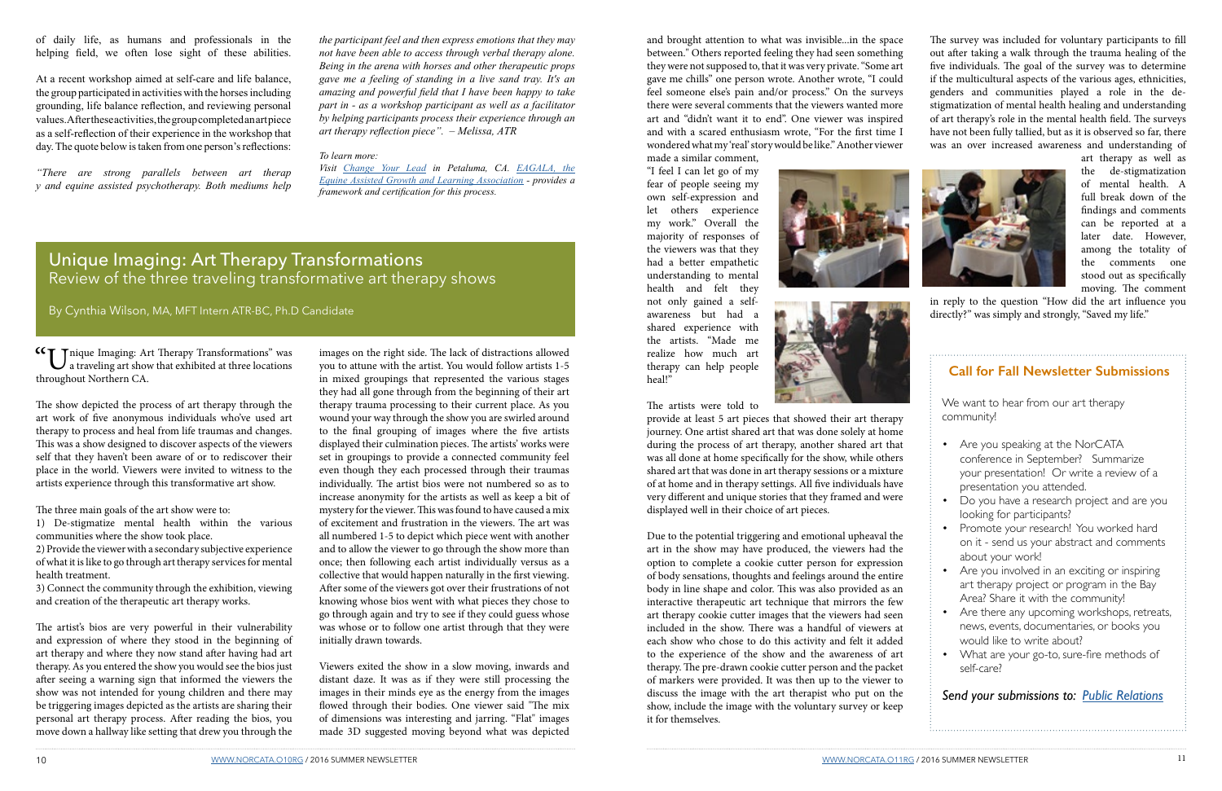of daily life, as humans and professionals in the helping field, we often lose sight of these abilities.

At a recent workshop aimed at self-care and life balance, the group participated in activities with the horses including grounding, life balance reflection, and reviewing personal values. After these activities, the group completed an art piece as a self-reflection of their experience in the workshop that day. The quote below is taken from one person's reflections:

*"There are strong parallels between art therap y and equine assisted psychotherapy. Both mediums help the participant feel and then express emotions that they may not have been able to access through verbal therapy alone. Being in the arena with horses and other therapeutic props gave me a feeling of standing in a live sand tray. It's an amazing and powerful field that I have been happy to take part in - as a workshop participant as well as a facilitator by helping participants process their experience through an art therapy reflection piece". – Melissa, ATR*

*To learn more:*

*Visit Change Your Lead in Petaluma, CA. EAGALA, the Equine Assisted Growth and Learning Association - provides a framework and certification for this process.*

# Unique Imaging: Art Therapy Transformations

## Review of the three traveling transformative art therapy shows

By Cynthia Wilson, MA, MFT Intern ATR-BC, Ph.D Candidate

"Unique Imaging: Art Therapy Transformations" was a traveling art show that exhibited at three locations throughout Northern CA.

The show depicted the process of art therapy through the art work of five anonymous individuals who've used art therapy to process and heal from life traumas and changes. This was a show designed to discover aspects of the viewers self that they haven't been aware of or to rediscover their place in the world. Viewers were invited to witness to the artists experience through this transformative art show.

The three main goals of the art show were to:

1) De-stigmatize mental health within the various communities where the show took place.

2) Provide the viewer with a secondary subjective experience of what it is like to go through art therapy services for mental health treatment.

3) Connect the community through the exhibition, viewing and creation of the therapeutic art therapy works.

The artist's bios are very powerful in their vulnerability and expression of where they stood in the beginning of art therapy and where they now stand after having had art therapy. As you entered the show you would see the bios just after seeing a warning sign that informed the viewers the show was not intended for young children and there may be triggering images depicted as the artists are sharing their personal art therapy process. After reading the bios, you move down a hallway like setting that drew you through the images on the right side. The lack of distractions allowed you to attune with the artist. You would follow artists 1-5 in mixed groupings that represented the various stages they had all gone through from the beginning of their art therapy trauma processing to their current place. As you wound your way through the show you are swirled around to the final grouping of images where the five artists displayed their culmination pieces. The artists' works were set in groupings to provide a connected community feel even though they each processed through their traumas individually. The artist bios were not numbered so as to increase anonymity for the artists as well as keep a bit of mystery for the viewer. This was found to have caused a mix of excitement and frustration in the viewers. The art was all numbered 1-5 to depict which piece went with another and to allow the viewer to go through the show more than once; then following each artist individually versus as a collective that would happen naturally in the first viewing. After some of the viewers got over their frustrations of not knowing whose bios went with what pieces they chose to go through again and try to see if they could guess whose was whose or to follow one artist through that they were initially drawn towards.

Viewers exited the show in a slow moving, inwards and distant daze. It was as if they were still processing the images in their minds eye as the energy from the images flowed through their bodies. One viewer said "The mix of dimensions was interesting and jarring. "Flat" images made 3D suggested moving beyond what was depicted and brought attention to what was invisible...in the space between." Others reported feeling they had seen something they were not supposed to, that it was very private. "Some art gave me chills" one person wrote. Another wrote, "I could feel someone else's pain and/or process." On the surveys there were several comments that the viewers wanted more art and "didn't want it to end". One viewer was inspired and with a scared enthusiasm wrote, "For the first time I wondered what my 'real' story would be like." Another viewer made a similar comment, "I feel I can let go of my fear of people seeing my own self-expression and let others experience my work." Overall the majority of responses of the viewers was that they had a better empathetic understanding to mental health and felt they not only gained a self-awareness but had a shared experience with the artists. "Made me realize how much art therapy can help people heal!"

The artists were told to provide at least 5 art pieces that showed their art therapy journey. One artist shared art that was done solely at home during the process of art therapy, another shared art that was all done at home specifically for the show, while others shared art that was done in art therapy sessions or a mixture of at home and in therapy settings. All five individuals have very different and unique stories that they framed and were displayed well in their choice of art pieces.

Due to the potential triggering and emotional upheaval the art in the show may have produced, the viewers had the option to complete a cookie cutter person for expression of body sensations, thoughts and feelings around the entire body in line shape and color. This was also provided as an interactive therapeutic art technique that mirrors the few art therapy cookie cutter images that the viewers had seen included in the show. There was a handful of viewers at each show who chose to do this activity and felt it added to the experience of the show and the awareness of art therapy. The pre-drawn cookie cutter person and the packet of markers were provided. It was then up to the viewer to discuss the image with the art therapist who put on the show, include the image with the voluntary survey or keep it for themselves.

The survey was included for voluntary participants to fill out after taking a walk through the trauma healing of the five individuals. The goal of the survey was to determine if the multicultural aspects of the various ages, ethnicities, genders and communities played a role in the de-stigmatization of mental health healing and understanding of art therapy's role in the mental health field. The surveys have not been fully tallied, but as it is observed so far, there was an over increased awareness and understanding of art therapy as well as the de-stigmatization of mental health. A full break down of the findings and comments can be reported at a later date. However, among the totality of the comments one stood out as specifically moving. The comment in reply to the question "How did the art influence you directly?" was simply and strongly, "Saved my life."

### Call for Fall Newsletter Submissions

We want to hear from our art therapy community!

- Are you speaking at the NorCATA conference in September? Summarize your presentation! Or write a review of a presentation you attended.
- Do you have a research project and are you looking for participants?
- Promote your research! You worked hard on it - send us your abstract and comments about your work!
- Are you involved in an exciting or inspiring art therapy project or program in the Bay Area? Share it with the community!
- Are there any upcoming workshops, retreats, news, events, documentaries, or books you would like to write about?
- What are your go-to, sure-fire methods of self-care?

*Send your submissions to: Public Relations*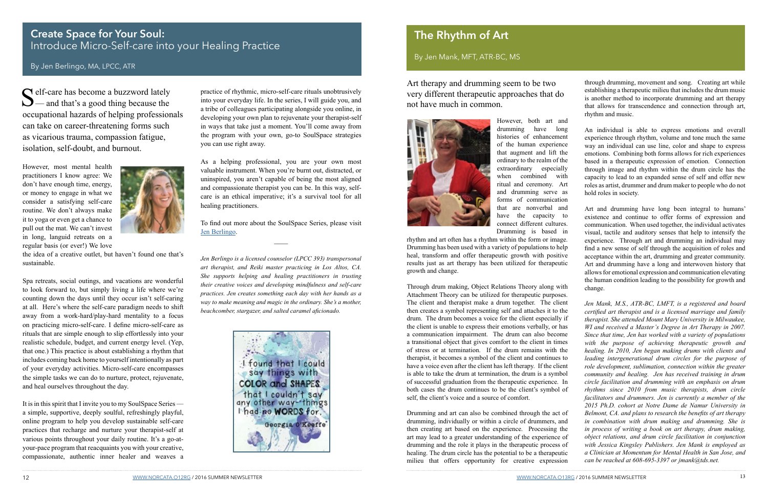## Create Space for Your Soul: Introduce Micro-Self-care into your Healing Practice

By Jen Berlingo, MA, LPCC, ATR

Self-care has become a buzzword lately — and that's a good thing because the occupational hazards of helping professionals can take on career-threatening forms such as vicarious trauma, compassion fatigue, isolation, self-doubt, and burnout.

However, most mental health practitioners I know agree: We don't have enough time, energy, or money to engage in what we consider a satisfying self-care routine. We don't always make it to yoga or even get a chance to pull out the mat. We can't invest in long, languid retreats on a regular basis (or ever!) We love the idea of a creative outlet, but haven't found one that's sustainable.

Spa retreats, social outings, and vacations are wonderful to look forward to, but simply living a life where we're counting down the days until they occur isn't self-caring at all. Here's where the self-care paradigm needs to shift away from a work-hard/play-hard mentality to a focus on practicing micro-self-care. I define micro-self-care as rituals that are simple enough to slip effortlessly into your realistic schedule, budget, and current energy level. (Yep, that one.) This practice is about establishing a rhythm that includes coming back home to yourself intentionally as part of your everyday activities. Micro-self-care encompasses the simple tasks we can do to nurture, protect, rejuvenate, and heal ourselves throughout the day.

It is in this spirit that I invite you to my SoulSpace Series — a simple, supportive, deeply soulful, refreshingly playful, online program to help you develop sustainable self-care practices that recharge and nurture your therapist-self at various points throughout your daily routine. It's a go-at-your-pace program that reacquaints you with your creative, compassionate, authentic inner healer and weaves a practice of rhythmic, micro-self-care rituals unobtrusively into your everyday life. In the series, I will guide you, and a tribe of colleagues participating alongside you online, in developing your own plan to rejuvenate your therapist-self in ways that take just a moment. You'll come away from the program with your own, go-to SoulSpace strategies you can use right away.

As a helping professional, you are your own most valuable instrument. When you're burnt out, distracted, or uninspired, you aren't capable of being the most aligned and compassionate therapist you can be. In this way, self-care is an ethical imperative; it's a survival tool for all healing practitioners.

To find out more about the SoulSpace Series, please visit Jen Berlingo.

---

*Jen Berlingo is a licensed counselor (LPCC 393) transpersonal art therapist, and Reiki master practicing in Los Altos, CA. She supports helping and healing practitioners in trusting their creative voices and developing mindfulness and self-care practices. Jen creates something each day with her hands as a way to make meaning and magic in the ordinary. She's a mother, beachcomber, stargazer, and salted caramel aficionado.*

## The Rhythm of Art

By Jen Mank, MFT, ATR-BC, MS

Art therapy and drumming seem to be two very different therapeutic approaches that do not have much in common.

However, both art and drumming have long histories of enhancement of the human experience that augment and lift the ordinary to the realm of the extraordinary especially when combined with ritual and ceremony. Art and drumming serve as forms of communication that are nonverbal and have the capacity to connect different cultures. Drumming is based in rhythm and art often has a rhythm within the form or image. Drumming has been used with a variety of populations to help heal, transform and offer therapeutic growth with positive results just as art therapy has been utilized for therapeutic growth and change.

Through drum making, Object Relations Theory along with Attachment Theory can be utilized for therapeutic purposes. The client and therapist make a drum together. The client then creates a symbol representing self and attaches it to the drum. The drum becomes a voice for the client especially if the client is unable to express their emotions verbally, or has a communication impairment. The drum can also become a transitional object that gives comfort to the client in times of stress or at termination. If the drum remains with the therapist, it becomes a symbol of the client and continues to have a voice even after the client has left therapy. If the client is able to take the drum at termination, the drum is a symbol of successful graduation from the therapeutic experience. In both cases the drum continues to be the client's symbol of self, the client's voice and a source of comfort.

Drumming and art can also be combined through the act of drumming, individually or within a circle of drummers, and then creating art based on the experience. Processing the art may lead to a greater understanding of the experience of drumming and the role it plays in the therapeutic process of healing. The drum circle has the potential to be a therapeutic milieu that offers opportunity for creative expression through drumming, movement and song. Creating art while establishing a therapeutic milieu that includes the drum music is another method to incorporate drumming and art therapy that allows for transcendence and connection through art, rhythm and music.

An individual is able to express emotions and overall experience through rhythm, volume and tone much the same way an individual can use line, color and shape to express emotions. Combining both forms allows for rich experiences based in a therapeutic expression of emotion. Connection through image and rhythm within the drum circle has the capacity to lead to an expanded sense of self and offer new roles as artist, drummer and drum maker to people who do not hold roles in society.

Art and drumming have long been integral to humans' existence and continue to offer forms of expression and communication. When used together, the individual activates visual, tactile and auditory senses that help to intensify the experience. Through art and drumming an individual may find a new sense of self through the acquisition of roles and acceptance within the art, drumming and greater community. Art and drumming have a long and interwoven history that allows for emotional expression and communication elevating the human condition leading to the possibility for growth and change.

*Jen Mank, M.S., ATR-BC, LMFT, is a registered and board certified art therapist and is a licensed marriage and family therapist. She attended Mount Mary University in Milwaukee, WI and received a Master's Degree in Art Therapy in 2007. Since that time, Jen has worked with a variety of populations with the purpose of achieving therapeutic growth and healing. In 2010, Jen began making drums with clients and leading intergenerational drum circles for the purpose of role development, sublimation, connection within the greater community and healing. Jen has received training in drum circle facilitation and drumming with an emphasis on drum rhythms since 2010 from music therapists, drum circle facilitators and drummers. Jen is currently a member of the 2015 Ph.D. cohort at Notre Dame de Namur University in Belmont, CA. and plans to research the benefits of art therapy in combination with drum making and drumming. She is in process of writing a book on art therapy, drum making, object relations, and drum circle facilitation in conjunction with Jessica Kingsley Publishers. Jen Mank is employed as a Clinician at Momentum for Mental Health in San Jose, and can be reached at 608-695-3397 or jmank@tds.net.*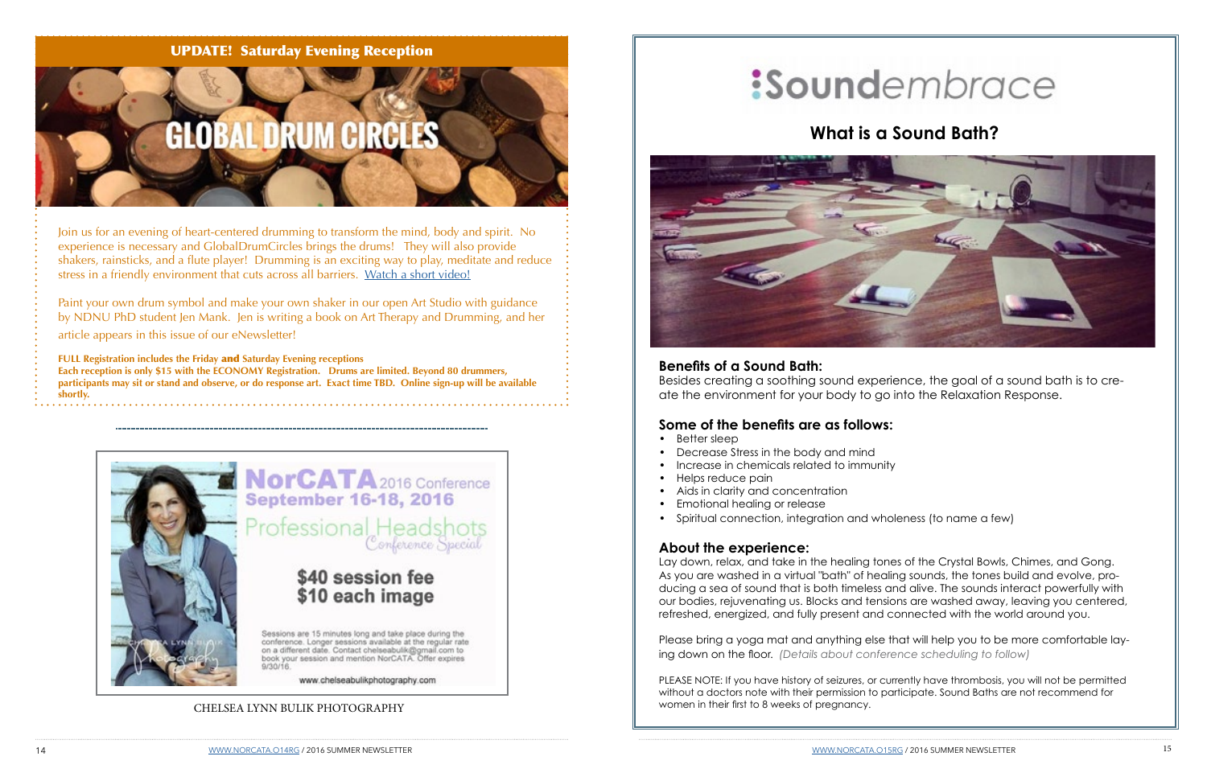## UPDATE! Saturday Evening Reception

GLOBAL DRUM CIRCLES

Join us for an evening of heart-centered drumming to transform the mind, body and spirit. No experience is necessary and GlobalDrumCircles brings the drums! They will also provide shakers, rainsticks, and a flute player! Drumming is an exciting way to play, meditate and reduce stress in a friendly environment that cuts across all barriers. Watch a short video!

Paint your own drum symbol and make your own shaker in our open Art Studio with guidance by NDNU PhD student Jen Mank. Jen is writing a book on Art Therapy and Drumming, and her article appears in this issue of our eNewsletter!

**FULL Registration includes the Friday and Saturday Evening receptions**
**Each reception is only $15 with the ECONOMY Registration. Drums are limited. Beyond 80 drummers, participants may sit or stand and observe, or do response art. Exact time TBD. Online sign-up will be available shortly.**

---

**NorCATA** 2016 Conference
**September 16-18, 2016**

Professional Headshots
*Conference Special*

**$40 session fee**
**$10 each image**

Sessions are 15 minutes long and take place during the conference. Longer sessions available at the regular rate on a different date. Contact chelseabulik@gmail.com to book your session and mention NorCATA. Offer expires 9/30/16.

www.chelseabulikphotography.com

CHELSEA LYNN BULIK PHOTOGRAPHY

---

# Soundembrace

## What is a Sound Bath?

### Benefits of a Sound Bath:

Besides creating a soothing sound experience, the goal of a sound bath is to create the environment for your body to go into the Relaxation Response.

### Some of the benefits are as follows:

- Better sleep
- Decrease Stress in the body and mind
- Increase in chemicals related to immunity
- Helps reduce pain
- Aids in clarity and concentration
- Emotional healing or release
- Spiritual connection, integration and wholeness (to name a few)

### About the experience:

Lay down, relax, and take in the healing tones of the Crystal Bowls, Chimes, and Gong. As you are washed in a virtual "bath" of healing sounds, the tones build and evolve, producing a sea of sound that is both timeless and alive. The sounds interact powerfully with our bodies, rejuvenating us. Blocks and tensions are washed away, leaving you centered, refreshed, energized, and fully present and connected with the world around you.

Please bring a yoga mat and anything else that will help you to be more comfortable laying down on the floor. *(Details about conference scheduling to follow)*

PLEASE NOTE: If you have history of seizures, or currently have thrombosis, you will not be permitted without a doctors note with their permission to participate. Sound Baths are not recommend for women in their first to 8 weeks of pregnancy.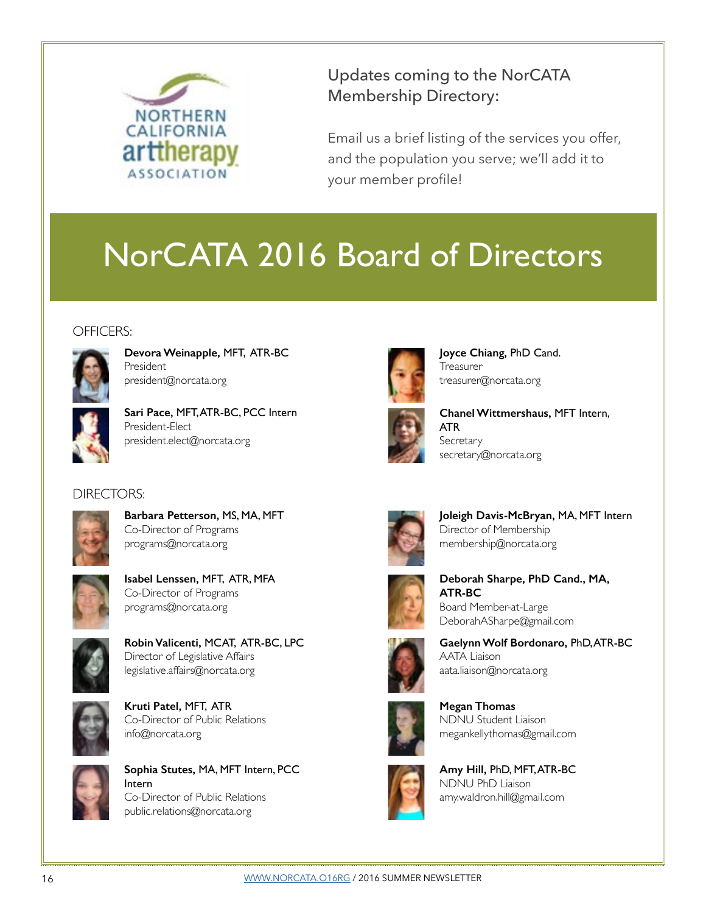NORTHERN CALIFORNIA arttherapy ASSOCIATION

Updates coming to the NorCATA Membership Directory:

Email us a brief listing of the services you offer, and the population you serve; we'll add it to your member profile!

# NorCATA 2016 Board of Directors

## OFFICERS:

**Devora Weinapple,** MFT, ATR-BC
President
president@norcata.org

**Sari Pace,** MFT, ATR-BC, PCC Intern
President-Elect
president.elect@norcata.org

**Joyce Chiang,** PhD Cand.
Treasurer
treasurer@norcata.org

**Chanel Wittmershaus,** MFT Intern, ATR
Secretary
secretary@norcata.org

## DIRECTORS:

**Barbara Petterson,** MS, MA, MFT
Co-Director of Programs
programs@norcata.org

**Isabel Lenssen,** MFT, ATR, MFA
Co-Director of Programs
programs@norcata.org

**Robin Valicenti,** MCAT, ATR-BC, LPC
Director of Legislative Affairs
legislative.affairs@norcata.org

**Kruti Patel,** MFT, ATR
Co-Director of Public Relations
info@norcata.org

**Sophia Stutes,** MA, MFT Intern, PCC Intern
Co-Director of Public Relations
public.relations@norcata.org

**Joleigh Davis-McBryan,** MA, MFT Intern
Director of Membership
membership@norcata.org

**Deborah Sharpe, PhD Cand., MA, ATR-BC**
Board Member-at-Large
DeborahASharpe@gmail.com

**Gaelynn Wolf Bordonaro,** PhD, ATR-BC
AATA Liaison
aata.liaison@norcata.org

**Megan Thomas**
NDNU Student Liaison
megankellythomas@gmail.com

**Amy Hill,** PhD, MFT, ATR-BC
NDNU PhD Liaison
amy.waldron.hill@gmail.com